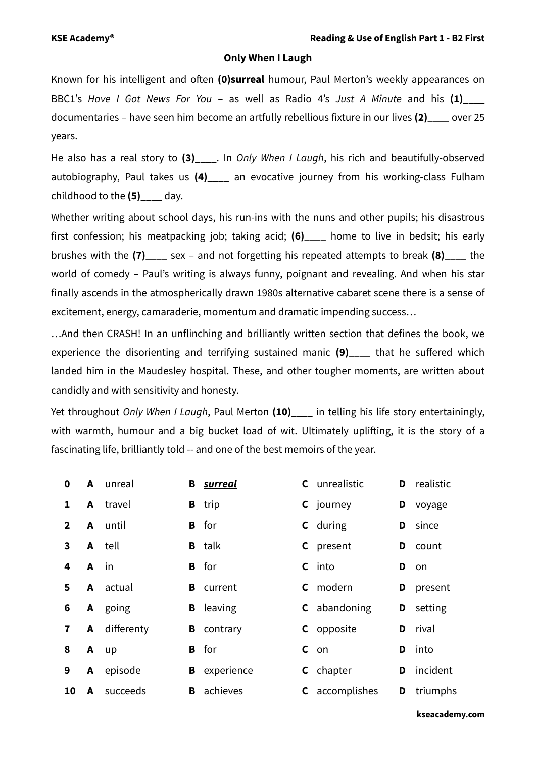**KSE Academy®** **Reading & Use of English Part 1 - B2 First**

# Only When I Laugh

Known for his intelligent and often **(0)surreal** humour, Paul Merton's weekly appearances on BBC1's *Have I Got News For You* – as well as Radio 4's *Just A Minute* and his **(1)____** documentaries – have seen him become an artfully rebellious fixture in our lives **(2)____** over 25 years.

He also has a real story to **(3)____**. In *Only When I Laugh*, his rich and beautifully-observed autobiography, Paul takes us **(4)____** an evocative journey from his working-class Fulham childhood to the **(5)____** day.

Whether writing about school days, his run-ins with the nuns and other pupils; his disastrous first confession; his meatpacking job; taking acid; **(6)____** home to live in bedsit; his early brushes with the **(7)____** sex – and not forgetting his repeated attempts to break **(8)____** the world of comedy – Paul's writing is always funny, poignant and revealing. And when his star finally ascends in the atmospherically drawn 1980s alternative cabaret scene there is a sense of excitement, energy, camaraderie, momentum and dramatic impending success…

…And then CRASH! In an unflinching and brilliantly written section that defines the book, we experience the disorienting and terrifying sustained manic **(9)____** that he suffered which landed him in the Maudesley hospital. These, and other tougher moments, are written about candidly and with sensitivity and honesty.

Yet throughout *Only When I Laugh*, Paul Merton **(10)____** in telling his life story entertainingly, with warmth, humour and a big bucket load of wit. Ultimately uplifting, it is the story of a fascinating life, brilliantly told -- and one of the best memoirs of the year.

| | A | B | C | D |
|---|---|---|---|---|
| **0** | unreal | ***surreal*** | unrealistic | realistic |
| **1** | travel | trip | journey | voyage |
| **2** | until | for | during | since |
| **3** | tell | talk | present | count |
| **4** | in | for | into | on |
| **5** | actual | current | modern | present |
| **6** | going | leaving | abandoning | setting |
| **7** | differenty | contrary | opposite | rival |
| **8** | up | for | on | into |
| **9** | episode | experience | chapter | incident |
| **10** | succeeds | achieves | accomplishes | triumphs |

**kseacademy.com**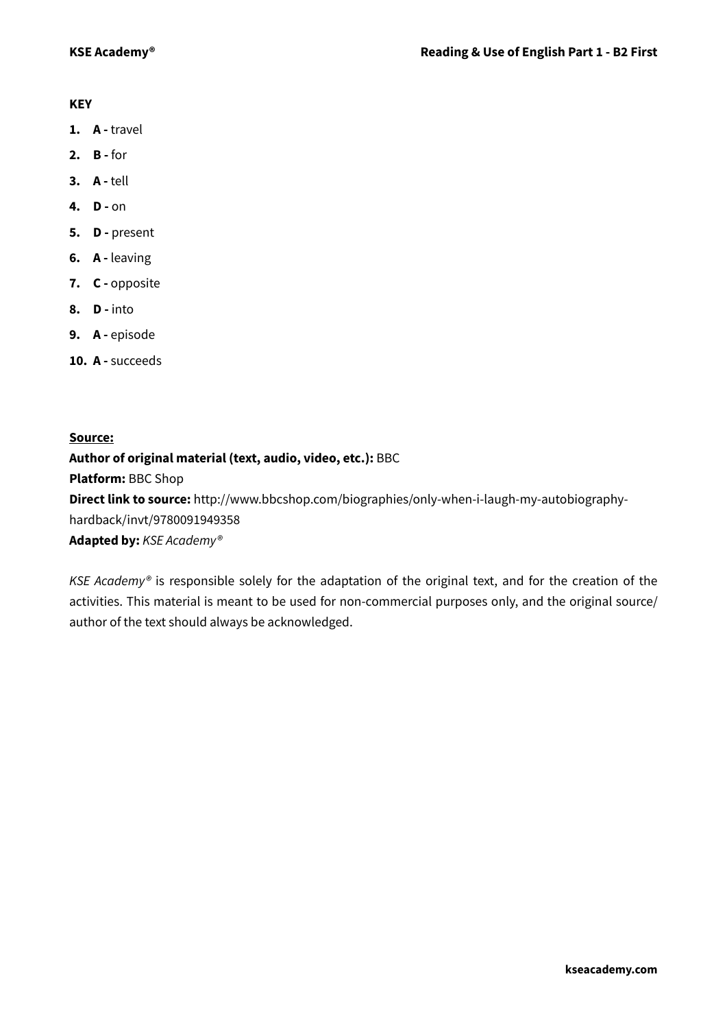**KEY**

1. **A -** travel
2. **B -** for
3. **A -** tell
4. **D -** on
5. **D -** present
6. **A -** leaving
7. **C -** opposite
8. **D -** into
9. **A -** episode
10. **A -** succeeds

**Source:**

**Author of original material (text, audio, video, etc.):** BBC
**Platform:** BBC Shop
**Direct link to source:** http://www.bbcshop.com/biographies/only-when-i-laugh-my-autobiography-hardback/invt/9780091949358
**Adapted by:** *KSE Academy®*

*KSE Academy®* is responsible solely for the adaptation of the original text, and for the creation of the activities. This material is meant to be used for non-commercial purposes only, and the original source/author of the text should always be acknowledged.